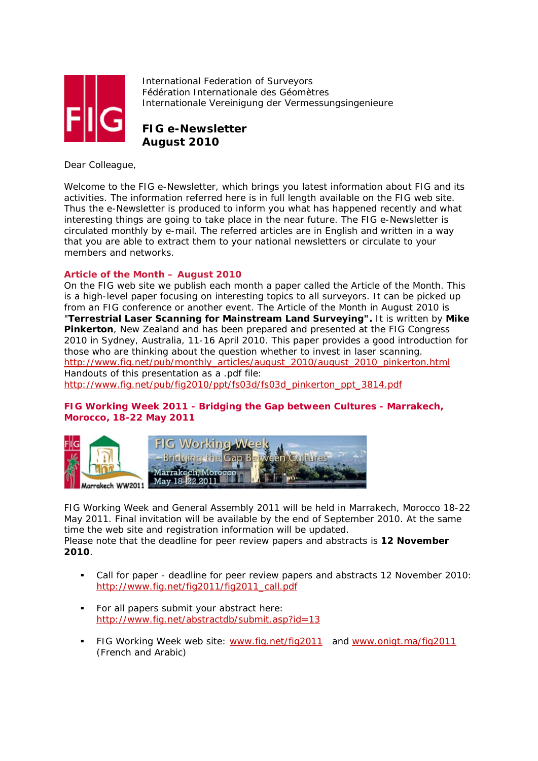International Federation of Surveyors
Fédération Internationale des Géomètres
Internationale Vereinigung der Vermessungsingenieure

# FIG e-Newsletter
# August 2010

Dear Colleague,

Welcome to the FIG e-Newsletter, which brings you latest information about FIG and its activities. The information referred here is in full length available on the FIG web site. Thus the e-Newsletter is produced to inform you what has happened recently and what interesting things are going to take place in the near future. The FIG e-Newsletter is circulated monthly by e-mail. The referred articles are in English and written in a way that you are able to extract them to your national newsletters or circulate to your members and networks.

## Article of the Month – August 2010

On the FIG web site we publish each month a paper called the Article of the Month. This is a high-level paper focusing on interesting topics to all surveyors. It can be picked up from an FIG conference or another event. The Article of the Month in August 2010 is "**Terrestrial Laser Scanning for Mainstream Land Surveying".** It is written by **Mike Pinkerton**, New Zealand and has been prepared and presented at the FIG Congress 2010 in Sydney, Australia, 11-16 April 2010. This paper provides a good introduction for those who are thinking about the question whether to invest in laser scanning.
http://www.fig.net/pub/monthly_articles/august_2010/august_2010_pinkerton.html
Handouts of this presentation as a .pdf file:
http://www.fig.net/pub/fig2010/ppt/fs03d/fs03d_pinkerton_ppt_3814.pdf

## FIG Working Week 2011 - Bridging the Gap between Cultures - Marrakech, Morocco, 18-22 May 2011

FIG Working Week and General Assembly 2011 will be held in Marrakech, Morocco 18-22 May 2011. Final invitation will be available by the end of September 2010. At the same time the web site and registration information will be updated.
Please note that the deadline for peer review papers and abstracts is **12 November 2010**.

- Call for paper - deadline for peer review papers and abstracts 12 November 2010: http://www.fig.net/fig2011/fig2011_call.pdf
- For all papers submit your abstract here: http://www.fig.net/abstractdb/submit.asp?id=13
- FIG Working Week web site: www.fig.net/fig2011 and www.onigt.ma/fig2011 (French and Arabic)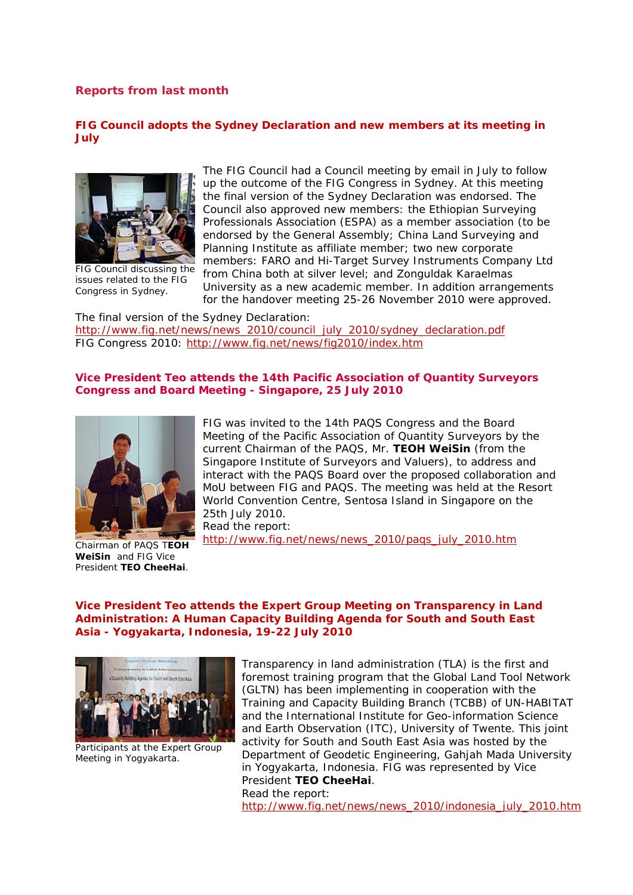## Reports from last month

### FIG Council adopts the Sydney Declaration and new members at its meeting in July

FIG Council discussing the issues related to the FIG Congress in Sydney.

The FIG Council had a Council meeting by email in July to follow up the outcome of the FIG Congress in Sydney. At this meeting the final version of the Sydney Declaration was endorsed. The Council also approved new members: the Ethiopian Surveying Professionals Association (ESPA) as a member association (to be endorsed by the General Assembly; China Land Surveying and Planning Institute as affiliate member; two new corporate members: FARO and Hi-Target Survey Instruments Company Ltd from China both at silver level; and Zonguldak Karaelmas University as a new academic member. In addition arrangements for the handover meeting 25-26 November 2010 were approved.

The final version of the Sydney Declaration: http://www.fig.net/news/news_2010/council_july_2010/sydney_declaration.pdf
FIG Congress 2010: http://www.fig.net/news/fig2010/index.htm

### Vice President Teo attends the 14th Pacific Association of Quantity Surveyors Congress and Board Meeting - Singapore, 25 July 2010

Chairman of PAQS **TEOH WeiSin** and FIG Vice President **TEO CheeHai**.

FIG was invited to the 14th PAQS Congress and the Board Meeting of the Pacific Association of Quantity Surveyors by the current Chairman of the PAQS, Mr. **TEOH WeiSin** (from the Singapore Institute of Surveyors and Valuers), to address and interact with the PAQS Board over the proposed collaboration and MoU between FIG and PAQS. The meeting was held at the Resort World Convention Centre, Sentosa Island in Singapore on the 25th July 2010.
Read the report:
http://www.fig.net/news/news_2010/paqs_july_2010.htm

### Vice President Teo attends the Expert Group Meeting on Transparency in Land Administration: A Human Capacity Building Agenda for South and South East Asia - Yogyakarta, Indonesia, 19-22 July 2010

Participants at the Expert Group Meeting in Yogyakarta.

Transparency in land administration (TLA) is the first and foremost training program that the Global Land Tool Network (GLTN) has been implementing in cooperation with the Training and Capacity Building Branch (TCBB) of UN-HABITAT and the International Institute for Geo-information Science and Earth Observation (ITC), University of Twente. This joint activity for South and South East Asia was hosted by the Department of Geodetic Engineering, Gahjah Mada University in Yogyakarta, Indonesia. FIG was represented by Vice President **TEO CheeHai**.
Read the report:
http://www.fig.net/news/news_2010/indonesia_july_2010.htm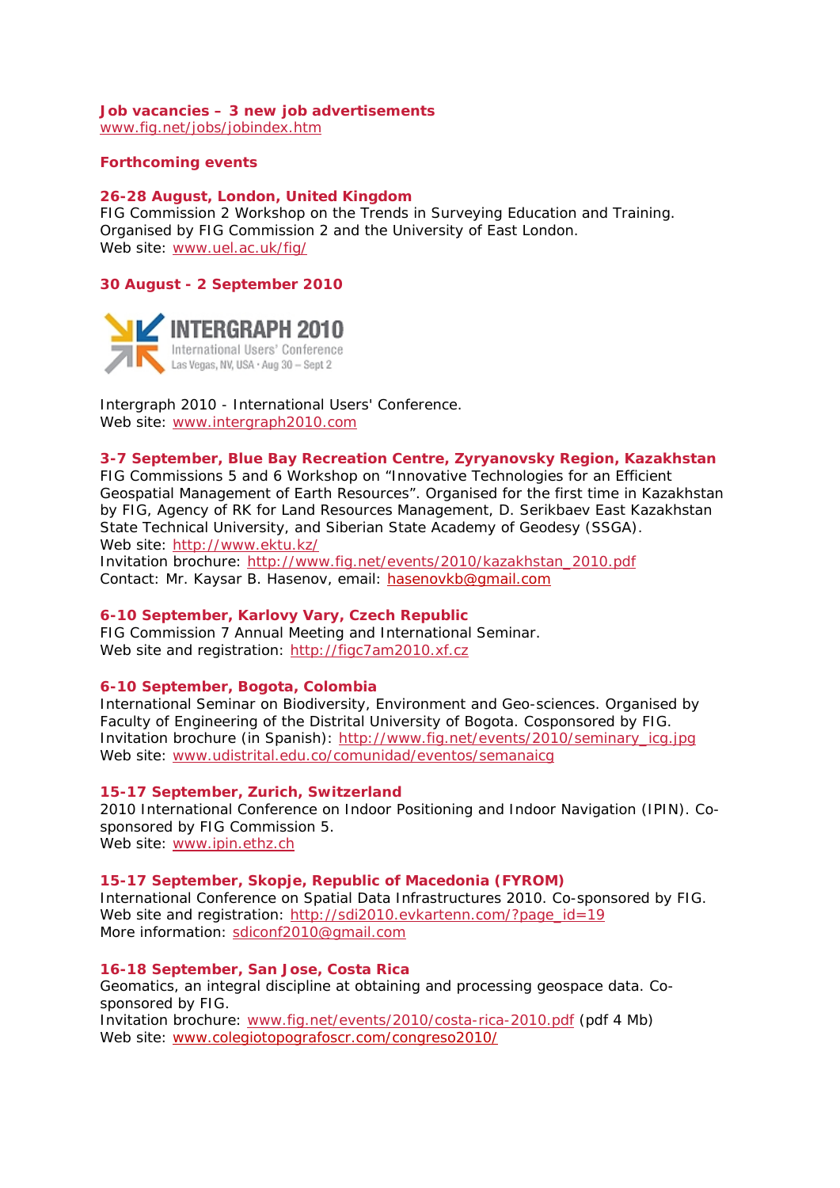**Job vacancies – 3 new job advertisements**
www.fig.net/jobs/jobindex.htm

**Forthcoming events**

**26-28 August, London, United Kingdom**
FIG Commission 2 Workshop on the Trends in Surveying Education and Training. Organised by FIG Commission 2 and the University of East London.
Web site: www.uel.ac.uk/fig/

**30 August - 2 September 2010**

INTERGRAPH 2010
International Users' Conference
Las Vegas, NV, USA · Aug 30 – Sept 2

Intergraph 2010 - International Users' Conference.
Web site: www.intergraph2010.com

**3-7 September, Blue Bay Recreation Centre, Zyryanovsky Region, Kazakhstan**
FIG Commissions 5 and 6 Workshop on "Innovative Technologies for an Efficient Geospatial Management of Earth Resources". Organised for the first time in Kazakhstan by FIG, Agency of RK for Land Resources Management, D. Serikbaev East Kazakhstan State Technical University, and Siberian State Academy of Geodesy (SSGA).
Web site: http://www.ektu.kz/
Invitation brochure: http://www.fig.net/events/2010/kazakhstan_2010.pdf
Contact: Mr. Kaysar B. Hasenov, email: hasenovkb@gmail.com

**6-10 September, Karlovy Vary, Czech Republic**
FIG Commission 7 Annual Meeting and International Seminar.
Web site and registration: http://figc7am2010.xf.cz

**6-10 September, Bogota, Colombia**
International Seminar on Biodiversity, Environment and Geo-sciences. Organised by Faculty of Engineering of the Distrital University of Bogota. Cosponsored by FIG.
Invitation brochure (in Spanish): http://www.fig.net/events/2010/seminary_icg.jpg
Web site: www.udistrital.edu.co/comunidad/eventos/semanaicg

**15-17 September, Zurich, Switzerland**
2010 International Conference on Indoor Positioning and Indoor Navigation (IPIN). Co-sponsored by FIG Commission 5.
Web site: www.ipin.ethz.ch

**15-17 September, Skopje, Republic of Macedonia (FYROM)**
International Conference on Spatial Data Infrastructures 2010. Co-sponsored by FIG.
Web site and registration: http://sdi2010.evkartenn.com/?page_id=19
More information: sdiconf2010@gmail.com

**16-18 September, San Jose, Costa Rica**
Geomatics, an integral discipline at obtaining and processing geospace data. Co-sponsored by FIG.
Invitation brochure: www.fig.net/events/2010/costa-rica-2010.pdf (pdf 4 Mb)
Web site: www.colegiotopografoscr.com/congreso2010/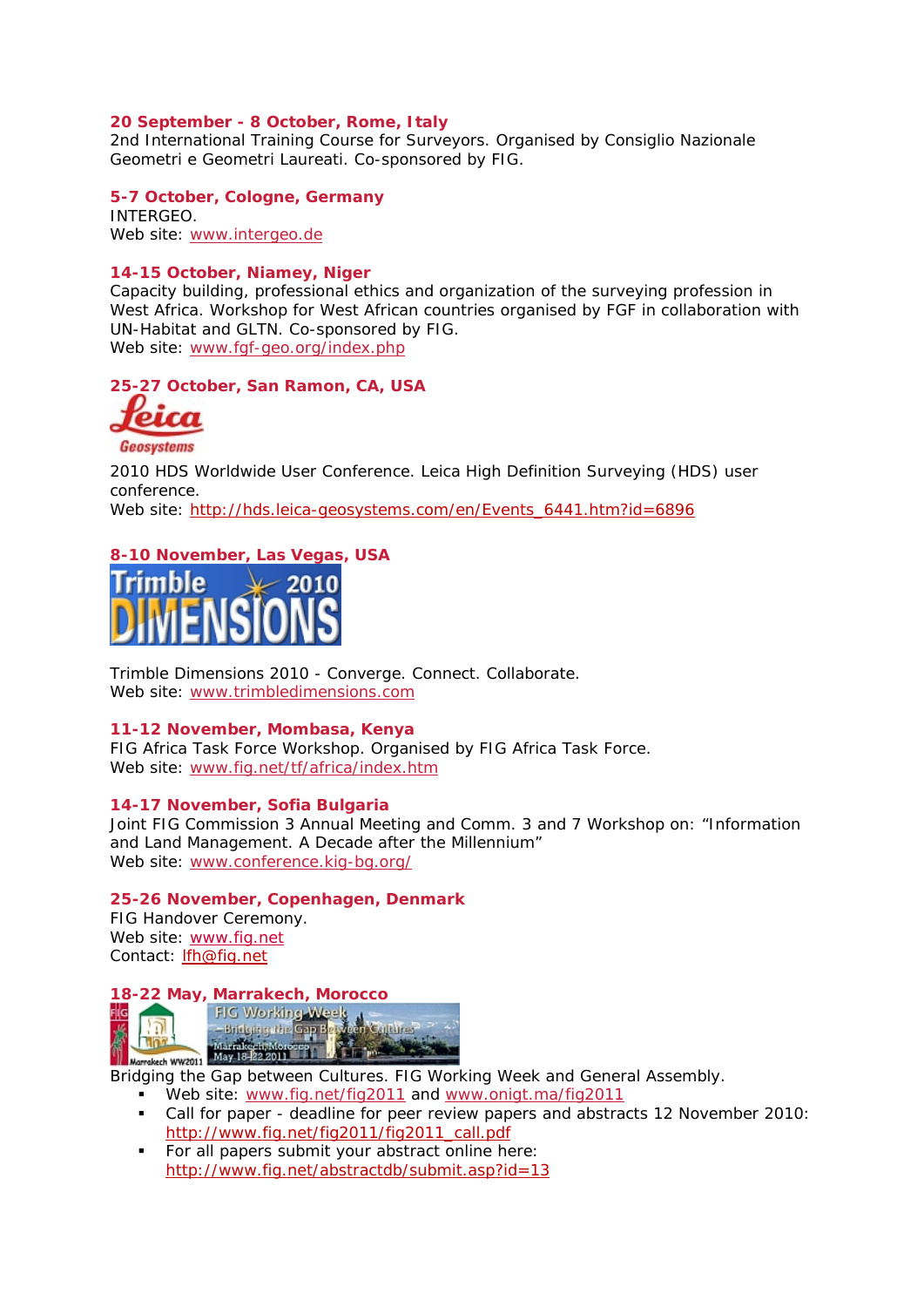**20 September - 8 October, Rome, Italy**
2nd International Training Course for Surveyors. Organised by Consiglio Nazionale Geometri e Geometri Laureati. Co-sponsored by FIG.

**5-7 October, Cologne, Germany**
INTERGEO.
Web site: www.intergeo.de

**14-15 October, Niamey, Niger**
Capacity building, professional ethics and organization of the surveying profession in West Africa. Workshop for West African countries organised by FGF in collaboration with UN-Habitat and GLTN. Co-sponsored by FIG.
Web site: www.fgf-geo.org/index.php

**25-27 October, San Ramon, CA, USA**

2010 HDS Worldwide User Conference. Leica High Definition Surveying (HDS) user conference.
Web site: http://hds.leica-geosystems.com/en/Events_6441.htm?id=6896

**8-10 November, Las Vegas, USA**

Trimble Dimensions 2010 - Converge. Connect. Collaborate.
Web site: www.trimbledimensions.com

**11-12 November, Mombasa, Kenya**
FIG Africa Task Force Workshop. Organised by FIG Africa Task Force.
Web site: www.fig.net/tf/africa/index.htm

**14-17 November, Sofia Bulgaria**
Joint FIG Commission 3 Annual Meeting and Comm. 3 and 7 Workshop on: "Information and Land Management. A Decade after the Millennium"
Web site: www.conference.kig-bg.org/

**25-26 November, Copenhagen, Denmark**
FIG Handover Ceremony.
Web site: www.fig.net
Contact: lfh@fig.net

**18-22 May, Marrakech, Morocco**

Bridging the Gap between Cultures. FIG Working Week and General Assembly.

- Web site: www.fig.net/fig2011 and www.onigt.ma/fig2011
- Call for paper - deadline for peer review papers and abstracts 12 November 2010: http://www.fig.net/fig2011/fig2011_call.pdf
- For all papers submit your abstract online here: http://www.fig.net/abstractdb/submit.asp?id=13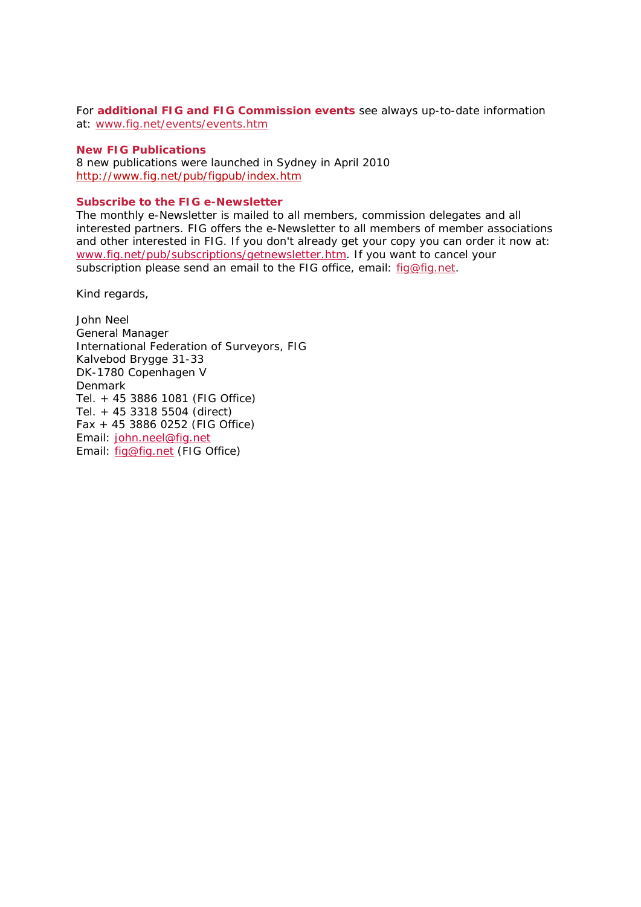For **additional FIG and FIG Commission events** see always up-to-date information at: www.fig.net/events/events.htm

**New FIG Publications**
8 new publications were launched in Sydney in April 2010
http://www.fig.net/pub/figpub/index.htm

**Subscribe to the FIG e-Newsletter**
The monthly e-Newsletter is mailed to all members, commission delegates and all interested partners. FIG offers the e-Newsletter to all members of member associations and other interested in FIG. If you don't already get your copy you can order it now at: www.fig.net/pub/subscriptions/getnewsletter.htm. If you want to cancel your subscription please send an email to the FIG office, email: fig@fig.net.

Kind regards,

John Neel
General Manager
International Federation of Surveyors, FIG
Kalvebod Brygge 31-33
DK-1780 Copenhagen V
Denmark
Tel. + 45 3886 1081 (FIG Office)
Tel. + 45 3318 5504 (direct)
Fax + 45 3886 0252 (FIG Office)
Email: john.neel@fig.net
Email: fig@fig.net (FIG Office)